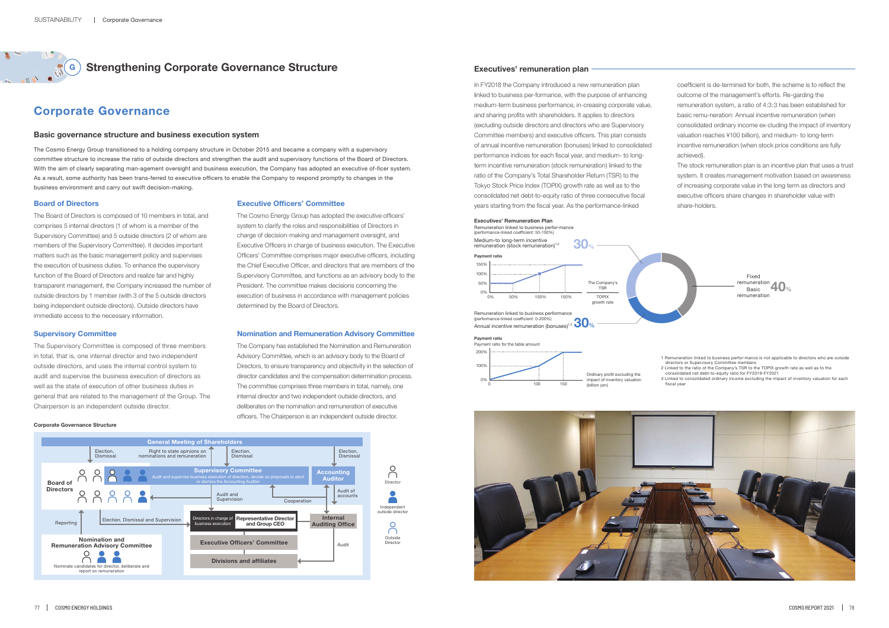# G Strengthening Corporate Governance Structure

## Corporate Governance

### Basic governance structure and business execution system

The Cosmo Energy Group transitioned to a holding company structure in October 2015 and became a company with a supervisory committee structure to increase the ratio of outside directors and strengthen the audit and supervisory functions of the Board of Directors. With the aim of clearly separating man-agement oversight and business execution, the Company has adopted an executive of-ficer system. As a result, some authority has been trans-ferred to executive officers to enable the Company to respond promptly to changes in the business environment and carry out swift decision-making.

#### Board of Directors

The Board of Directors is composed of 10 members in total, and comprises 5 internal directors (1 of whom is a member of the Supervisory Committee) and 5 outside directors (2 of whom are members of the Supervisory Committee). It decides important matters such as the basic management policy and supervises the execution of business duties. To enhance the supervisory function of the Board of Directors and realize fair and highly transparent management, the Company increased the number of outside directors by 1 member (with 3 of the 5 outside directors being independent outside directors). Outside directors have immediate access to the necessary information.

#### Supervisory Committee

The Supervisory Committee is composed of three members in total, that is, one internal director and two independent outside directors, and uses the internal control system to audit and supervise the business execution of directors as well as the state of execution of other business duties in general that are related to the management of the Group. The Chairperson is an independent outside director.

#### Executive Officers' Committee

The Cosmo Energy Group has adopted the executive officers' system to clarify the roles and responsibilities of Directors in charge of decision-making and management oversight, and Executive Officers in charge of business execution. The Executive Officers' Committee comprises major executive officers, including the Chief Executive Officer, and directors that are members of the Supervisory Committee, and functions as an advisory body to the President. The committee makes decisions concerning the execution of business in accordance with management policies determined by the Board of Directors.

#### Nomination and Remuneration Advisory Committee

The Company has established the Nomination and Remuneration Advisory Committee, which is an advisory body to the Board of Directors, to ensure transparency and objectivity in the selection of director candidates and the compensation determination process. The committee comprises three members in total, namely, one internal director and two independent outside directors, and deliberates on the nomination and remuneration of executive officers. The Chairperson is an independent outside director.

**Corporate Governance Structure**

General Meeting of Shareholders
Election, Dismissal
Right to state opinions on nominations and remuneration
Election, Dismissal
Election, Dismissal
Board of Directors
Supervisory Committee
Audit and supervise business execution of directors, decide on proposals to elect or dismiss the Accounting Auditor
Accounting Auditor
Audit and Supervision
Audit of accounts
Cooperation
Reporting
Election, Dismissal and Supervision
Directors in charge of business execution
Representative Director and Group CEO
Internal Auditing Office
Nomination and Remuneration Advisory Committee
Nominate candidates for director, deliberate and report on remuneration
Executive Officers' Committee
Audit
Divisions and affiliates
Director
Independent outside director
Outside Director

### Executives' remuneration plan

In FY2018 the Company introduced a new remuneration plan linked to business per-formance, with the purpose of enhancing medium-term business performance, in-creasing corporate value, and sharing profits with shareholders. It applies to directors (excluding outside directors and directors who are Supervisory Committee members) and executive officers. This plan consists of annual incentive remuneration (bonuses) linked to consolidated performance indices for each fiscal year, and medium- to long-term incentive remuneration (stock remuneration) linked to the ratio of the Company's Total Shareholder Return (TSR) to the Tokyo Stock Price Index (TOPIX) growth rate as well as to the consolidated net debt-to-equity ratio of three consecutive fiscal years starting from the fiscal year. As the performance-linked coefficient is de-termined for both, the scheme is to reflect the outcome of the management's efforts. Re-garding the remuneration system, a ratio of 4:3:3 has been established for basic remu-neration: Annual incentive remuneration (when consolidated ordinary income ex-cluding the impact of inventory valuation reaches ¥100 billion), and medium- to long-term incentive remuneration (when stock price conditions are fully achieved).

The stock remuneration plan is an incentive plan that uses a trust system. It creates management motivation based on awareness of increasing corporate value in the long term as directors and executive officers share changes in shareholder value with share-holders.

**Executives' Remuneration Plan**

Remuneration linked to business perfor-mance (performance-linked coefficient: 50-150%)
Medium-to long-term incentive remuneration (stock remuneration)[1,2] 30%

Payment ratio
150%
100%
50%
0%
0% 50% 100% 150%
The Company's TSR / TOPIX growth rate

Remuneration linked to business performance (performance-linked coefficient: 0-200%)
Annual incentive remuneration (bonuses)[1,3] 30%

Payment ratio
Payment ratio for the table amount
200%
100%
0%
0 100 150
Ordinary profit excluding the impact of inventory valuation (billion yen)

Fixed remuneration
Basic remuneration 40%

1 Remuneration linked to business perfor-mance is not applicable to directors who are outside directors or Supervisory Committee members.
2 Linked to the ratio of the Company's TSR to the TOPIX growth rate as well as to the consolidated net debt-to-equity ratio for FY2019-FY2021
3 Linked to consolidated ordinary income excluding the impact of inventory valuation for each fiscal year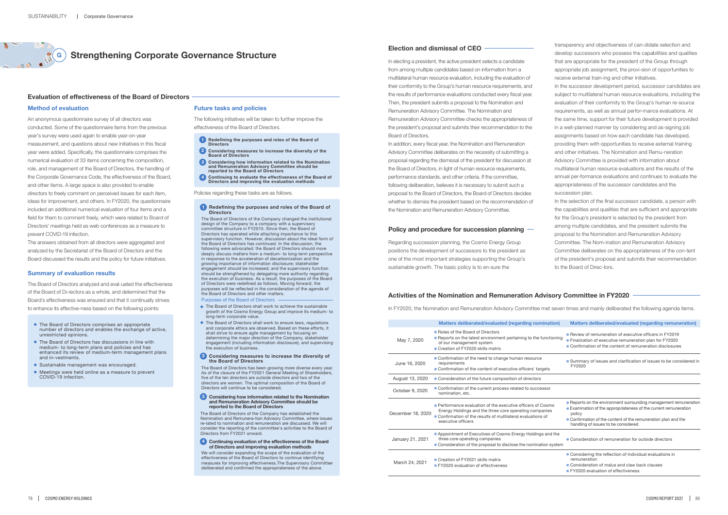# Strengthening Corporate Governance Structure

## Evaluation of effectiveness of the Board of Directors

### Method of evaluation

An anonymous questionnaire survey of all directors was conducted. Some of the questionnaire items from the previous year's survey were used again to enable year-on-year measurement, and questions about new initiatives in this fiscal year were added. Specifically, the questionnaire comprises the numerical evaluation of 33 items concerning the composition, role, and management of the Board of Directors, the handling of the Corporate Governance Code, the effectiveness of the Board, and other items. A large space is also provided to enable directors to freely comment on perceived issues for each item, ideas for improvement, and others. In FY2020, the questionnaire included an additional numerical evaluation of four items and a field for them to comment freely, which were related to Board of Directors' meetings held as web conferences as a measure to prevent COVID-19 infection.

The answers obtained from all directors were aggregated and analyzed by the Secretariat of the Board of Directors and the Board discussed the results and the policy for future initiatives.

### Summary of evaluation results

The Board of Directors analyzed and eval-uated the effectiveness of the Board of Di-rectors as a whole, and determined that the Board's effectiveness was ensured and that it continually strives to enhance its effective-ness based on the following points:

- The Board of Directors comprises an appropriate number of directors and enables the exchange of active, unrestricted opinions.
- The Board of Directors has discussions in line with medium- to long-term plans and policies and has enhanced its review of medium-term management plans and in-vestments.
- Sustainable management was encouraged.
- Meetings were held online as a measure to prevent COVID-19 infection.

### Future tasks and policies

The following initiatives will be taken to further improve the effectiveness of the Board of Directors.

1. **Redefining the purposes and roles of the Board of Directors**
2. **Considering measures to increase the diversity of the Board of Directors**
3. **Considering how information related to the Nomination and Remuneration Advisory Committee should be reported to the Board of Directors**
4. **Continuing to evaluate the effectiveness of the Board of Directors and improving the evaluation methods**

Policies regarding these tasks are as follows.

**1 Redefining the purposes and roles of the Board of Directors**

The Board of Directors of the Company changed the institutional design of the Company to a company with a supervisory committee structure in FY2015. Since then, the Board of Directors has operated while attaching importance to its supervisory function. However, discussion about the ideal form of the Board of Directors has continued. In the discussion, the following were advocated: the Board of Directors should more deeply discuss matters from a medium- to long-term perspective in response to the acceleration of decarbonization and the growing importance of information disclosure; stakeholder engagement should be increased; and the supervisory function should be strengthened by delegating more authority regarding the execution of business. As a result, the purposes of the Board of Directors were redefined as follows. Moving forward, the purposes will be reflected in the consideration of the agenda of the Board of Directors and other matters.

Purposes of the Board of Directors

- The Board of Directors shall work to achieve the sustainable growth of the Cosmo Energy Group and improve its medium- to long-term corporate value.
- The Board of Directors shall work to ensure laws, regulations and corporate ethics are observed. Based on these efforts, it shall strive to ensure agile management by focusing on determining the major direction of the Company, stakeholder engagement (including information disclosure), and supervising the execution of business.

**2 Considering measures to increase the diversity of the Board of Directors**

The Board of Directors has been growing more diverse every year. As of the closure of the FY2021 General Meeting of Shareholders, five of the ten directors are outside directors and two of the directors are women. The optimal composition of the Board of Directors will continue to be considered.

**3 Considering how information related to the Nomination and Remuneration Advisory Committee should be reported to the Board of Directors**

The Board of Directors of the Company has established the Nomination and Remunera-tion Advisory Committee, where issues re-lated to nomination and remuneration are discussed. We will consider the reporting of the committee's activities to the Board of Directors from FY2021 onward.

**4 Continuing evaluation of the effectiveness of the Board of Directors and improving evaluation methods**

We will consider expanding the scope of the evaluation of the effectiveness of the Board of Directors to continue identifying measures for improving effectiveness.The Supervisory Committee deliberated and confirmed the appropriateness of the above.

## Election and dismissal of CEO

In electing a president, the active president selects a candidate from among multiple candidates based on information from a multilateral human resource evaluation, including the evaluation of their conformity to the Group's human resource requirements, and the results of performance evaluations conducted every fiscal year. Then, the president submits a proposal to the Nomination and Remuneration Advisory Committee. The Nomination and Remuneration Advisory Committee checks the appropriateness of the president's proposal and submits their recommendation to the Board of Directors.

In addition, every fiscal year, the Nomination and Remuneration Advisory Committee deliberates on the necessity of submitting a proposal regarding the dismissal of the president for discussion at the Board of Directors, in light of human resource requirements, performance standards, and other criteria. If the committee, following deliberation, believes it is necessary to submit such a proposal to the Board of Directors, the Board of Directors decides whether to dismiss the president based on the recommendation of the Nomination and Remuneration Advisory Committee.

## Policy and procedure for succession planning

Regarding succession planning, the Cosmo Energy Group positions the development of successors to the president as one of the most important strategies supporting the Group's sustainable growth. The basic policy is to en-sure the transparency and objectiveness of can-didate selection and develop successors who possess the capabilities and qualities that are appropriate for the president of the Group through appropriate job assignment, the provi-sion of opportunities to receive external train-ing and other initiatives.

In the successor development period, successor candidates are subject to multilateral human resource evaluations, including the evaluation of their conformity to the Group's human re-source requirements, as well as annual perfor-mance evaluations. At the same time, support for their future development is provided in a well-planned manner by considering and as-signing job assignments based on how each candidate has developed, providing them with opportunities to receive external training and other initiatives. The Nomination and Remu-neration Advisory Committee is provided with information about multilateral human resource evaluations and the results of the annual per-formance evaluations and continues to evaluate the appropriateness of the successor candidates and the succession plan.

In the selection of the final successor candidate, a person with the capabilities and qualities that are sufficient and appropriate for the Group's president is selected by the president from among multiple candidates, and the president submits the proposal to the Nomination and Remuneration Advisory Committee. The Nom-ination and Remuneration Advisory Committee deliberates on the appropriateness of the con-tent of the president's proposal and submits their recommendation to the Board of Direc-tors.

## Activities of the Nomination and Remuneration Advisory Committee in FY2020

In FY2020, the Nomination and Remuneration Advisory Committee met seven times and mainly deliberated the following agenda items.

| | Matters deliberated/evaluated (regarding nomination) | Matters deliberated/evaluated (regarding remuneration) |
|---|---|---|
| May 7, 2020 | ● Roles of the Board of Directors<br>● Reports on the latest environment pertaining to the functioning of our management system<br>● Creation of FY2020 skills matrix | ● Review of remuneration of executive officers in FY2019<br>● Finalization of executive remuneration plan for FY2020<br>● Confirmation of the content of remuneration disclosures |
| June 16, 2020 | ● Confirmation of the need to change human resource requirements<br>● Confirmation of the content of executive officers' targets | ● Summary of issues and clarification of issues to be considered in FY2020 |
| August 13, 2020 | ● Consideration of the future composition of directors | |
| October 9, 2020 | ● Confirmation of the current process related to successor nomination, etc. | |
| December 18, 2020 | ● Performance evaluation of the executive officers of Cosmo Energy Holdings and the three core operating companies<br>● Confirmation of the results of multilateral evaluations of executive officers | ● Reports on the environment surrounding management remuneration<br>● Examination of the appropriateness of the current remuneration policy<br>● Confirmation of the content of the remuneration plan and the handling of issues to be considered |
| January 21, 2021 | ● Appointment of Executives of Cosmo Energy Holdings and the three core operating companies<br>● Consideration of the proposal to disclose the nomination system | ● Consideration of remuneration for outside directors |
| March 24, 2021 | ● Creation of FY2021 skills matrix<br>● FY2020 evaluation of effectiveness | ● Considering the reflection of individual evaluations in remuneration<br>● Consideration of malus and claw back clauses<br>● FY2020 evaluation of effectiveness |